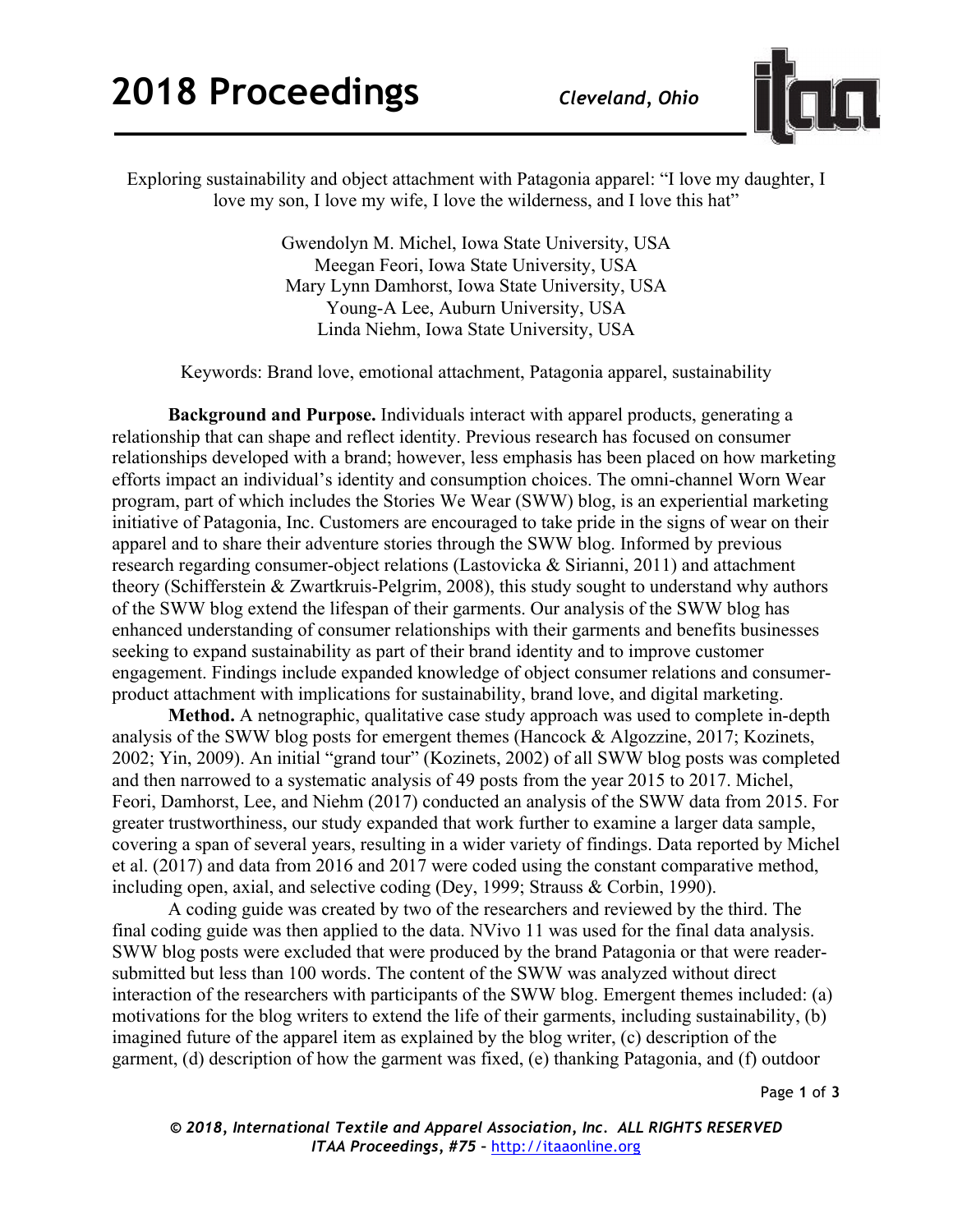# Exploring sustainability and object attachment with Patagonia apparel: "I love my daughter, I love my son, I love my wife, I love the wilderness, and I love this hat"

Gwendolyn M. Michel, Iowa State University, USA
Meegan Feori, Iowa State University, USA
Mary Lynn Damhorst, Iowa State University, USA
Young-A Lee, Auburn University, USA
Linda Niehm, Iowa State University, USA

Keywords: Brand love, emotional attachment, Patagonia apparel, sustainability

**Background and Purpose.** Individuals interact with apparel products, generating a relationship that can shape and reflect identity. Previous research has focused on consumer relationships developed with a brand; however, less emphasis has been placed on how marketing efforts impact an individual's identity and consumption choices. The omni-channel Worn Wear program, part of which includes the Stories We Wear (SWW) blog, is an experiential marketing initiative of Patagonia, Inc. Customers are encouraged to take pride in the signs of wear on their apparel and to share their adventure stories through the SWW blog. Informed by previous research regarding consumer-object relations (Lastovicka & Sirianni, 2011) and attachment theory (Schifferstein & Zwartkruis-Pelgrim, 2008), this study sought to understand why authors of the SWW blog extend the lifespan of their garments. Our analysis of the SWW blog has enhanced understanding of consumer relationships with their garments and benefits businesses seeking to expand sustainability as part of their brand identity and to improve customer engagement. Findings include expanded knowledge of object consumer relations and consumer-product attachment with implications for sustainability, brand love, and digital marketing.

**Method.** A netnographic, qualitative case study approach was used to complete in-depth analysis of the SWW blog posts for emergent themes (Hancock & Algozzine, 2017; Kozinets, 2002; Yin, 2009). An initial "grand tour" (Kozinets, 2002) of all SWW blog posts was completed and then narrowed to a systematic analysis of 49 posts from the year 2015 to 2017. Michel, Feori, Damhorst, Lee, and Niehm (2017) conducted an analysis of the SWW data from 2015. For greater trustworthiness, our study expanded that work further to examine a larger data sample, covering a span of several years, resulting in a wider variety of findings. Data reported by Michel et al. (2017) and data from 2016 and 2017 were coded using the constant comparative method, including open, axial, and selective coding (Dey, 1999; Strauss & Corbin, 1990).

A coding guide was created by two of the researchers and reviewed by the third. The final coding guide was then applied to the data. NVivo 11 was used for the final data analysis. SWW blog posts were excluded that were produced by the brand Patagonia or that were reader-submitted but less than 100 words. The content of the SWW was analyzed without direct interaction of the researchers with participants of the SWW blog. Emergent themes included: (a) motivations for the blog writers to extend the life of their garments, including sustainability, (b) imagined future of the apparel item as explained by the blog writer, (c) description of the garment, (d) description of how the garment was fixed, (e) thanking Patagonia, and (f) outdoor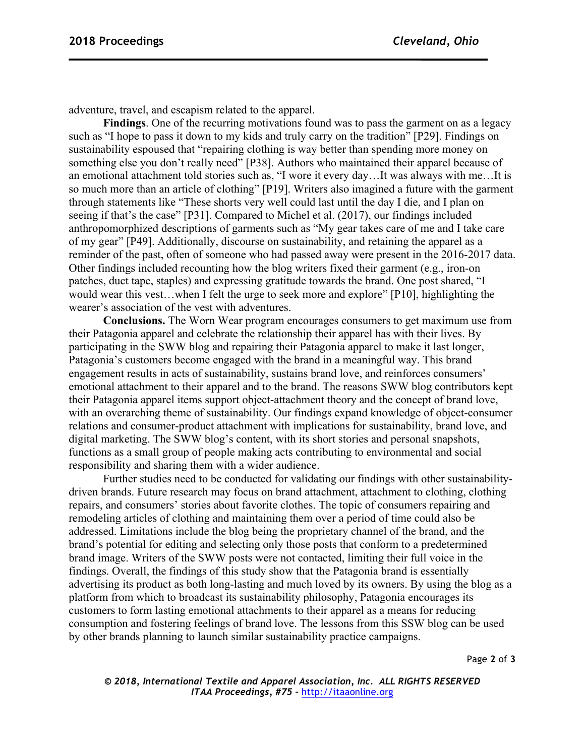adventure, travel, and escapism related to the apparel.

**Findings**. One of the recurring motivations found was to pass the garment on as a legacy such as "I hope to pass it down to my kids and truly carry on the tradition" [P29]. Findings on sustainability espoused that "repairing clothing is way better than spending more money on something else you don't really need" [P38]. Authors who maintained their apparel because of an emotional attachment told stories such as, "I wore it every day…It was always with me…It is so much more than an article of clothing" [P19]. Writers also imagined a future with the garment through statements like "These shorts very well could last until the day I die, and I plan on seeing if that's the case" [P31]. Compared to Michel et al. (2017), our findings included anthropomorphized descriptions of garments such as "My gear takes care of me and I take care of my gear" [P49]. Additionally, discourse on sustainability, and retaining the apparel as a reminder of the past, often of someone who had passed away were present in the 2016-2017 data. Other findings included recounting how the blog writers fixed their garment (e.g., iron-on patches, duct tape, staples) and expressing gratitude towards the brand. One post shared, "I would wear this vest…when I felt the urge to seek more and explore" [P10], highlighting the wearer's association of the vest with adventures.

**Conclusions.** The Worn Wear program encourages consumers to get maximum use from their Patagonia apparel and celebrate the relationship their apparel has with their lives. By participating in the SWW blog and repairing their Patagonia apparel to make it last longer, Patagonia's customers become engaged with the brand in a meaningful way. This brand engagement results in acts of sustainability, sustains brand love, and reinforces consumers' emotional attachment to their apparel and to the brand. The reasons SWW blog contributors kept their Patagonia apparel items support object-attachment theory and the concept of brand love, with an overarching theme of sustainability. Our findings expand knowledge of object-consumer relations and consumer-product attachment with implications for sustainability, brand love, and digital marketing. The SWW blog's content, with its short stories and personal snapshots, functions as a small group of people making acts contributing to environmental and social responsibility and sharing them with a wider audience.

Further studies need to be conducted for validating our findings with other sustainability-driven brands. Future research may focus on brand attachment, attachment to clothing, clothing repairs, and consumers' stories about favorite clothes. The topic of consumers repairing and remodeling articles of clothing and maintaining them over a period of time could also be addressed. Limitations include the blog being the proprietary channel of the brand, and the brand's potential for editing and selecting only those posts that conform to a predetermined brand image. Writers of the SWW posts were not contacted, limiting their full voice in the findings. Overall, the findings of this study show that the Patagonia brand is essentially advertising its product as both long-lasting and much loved by its owners. By using the blog as a platform from which to broadcast its sustainability philosophy, Patagonia encourages its customers to form lasting emotional attachments to their apparel as a means for reducing consumption and fostering feelings of brand love. The lessons from this SSW blog can be used by other brands planning to launch similar sustainability practice campaigns.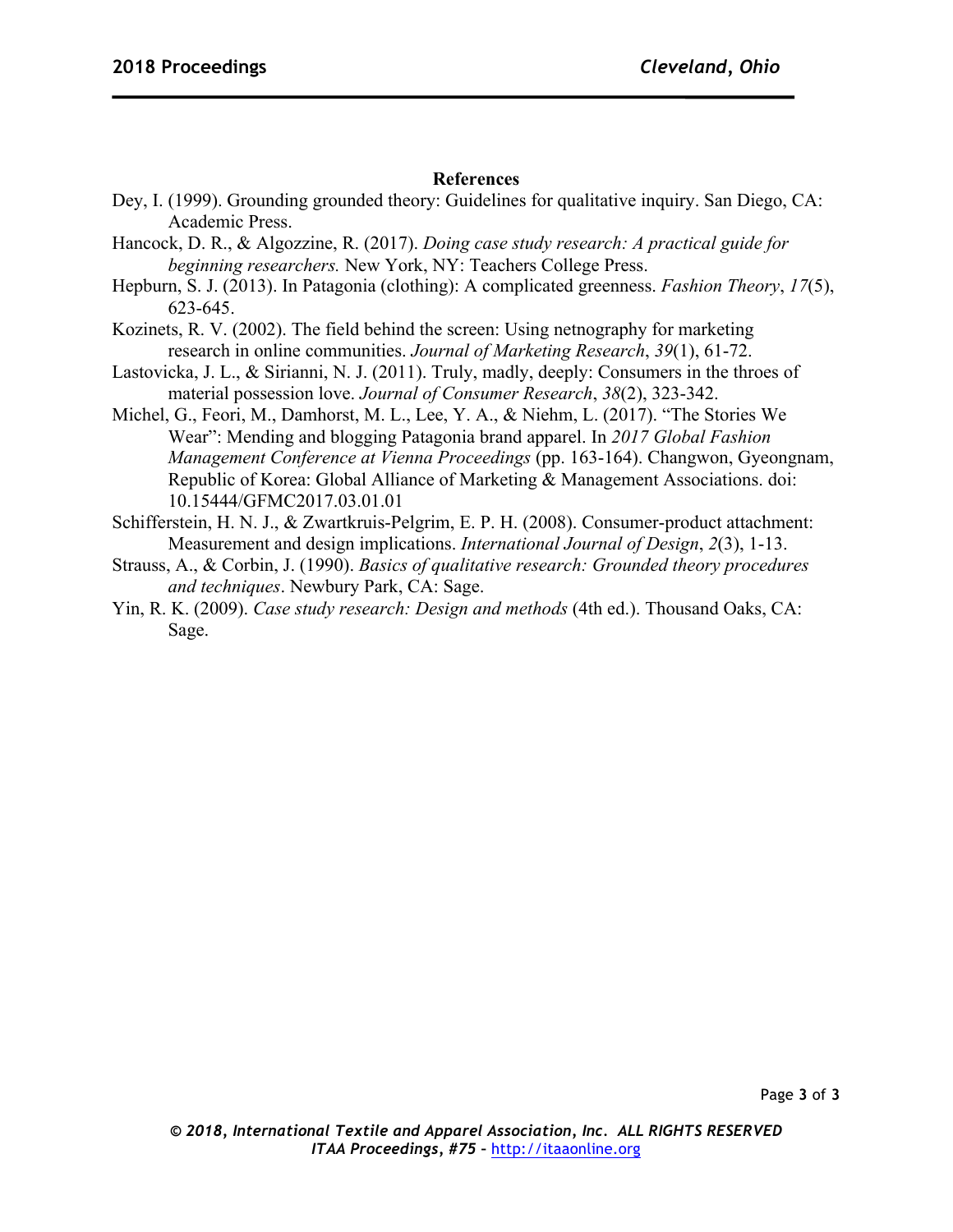## References

Dey, I. (1999). Grounding grounded theory: Guidelines for qualitative inquiry. San Diego, CA: Academic Press.

Hancock, D. R., & Algozzine, R. (2017). *Doing case study research: A practical guide for beginning researchers.* New York, NY: Teachers College Press.

Hepburn, S. J. (2013). In Patagonia (clothing): A complicated greenness. *Fashion Theory*, *17*(5), 623-645.

Kozinets, R. V. (2002). The field behind the screen: Using netnography for marketing research in online communities. *Journal of Marketing Research*, *39*(1), 61-72.

Lastovicka, J. L., & Sirianni, N. J. (2011). Truly, madly, deeply: Consumers in the throes of material possession love. *Journal of Consumer Research*, *38*(2), 323-342.

Michel, G., Feori, M., Damhorst, M. L., Lee, Y. A., & Niehm, L. (2017). "The Stories We Wear": Mending and blogging Patagonia brand apparel. In *2017 Global Fashion Management Conference at Vienna Proceedings* (pp. 163-164). Changwon, Gyeongnam, Republic of Korea: Global Alliance of Marketing & Management Associations. doi: 10.15444/GFMC2017.03.01.01

Schifferstein, H. N. J., & Zwartkruis-Pelgrim, E. P. H. (2008). Consumer-product attachment: Measurement and design implications. *International Journal of Design*, *2*(3), 1-13.

Strauss, A., & Corbin, J. (1990). *Basics of qualitative research: Grounded theory procedures and techniques*. Newbury Park, CA: Sage.

Yin, R. K. (2009). *Case study research: Design and methods* (4th ed.). Thousand Oaks, CA: Sage.